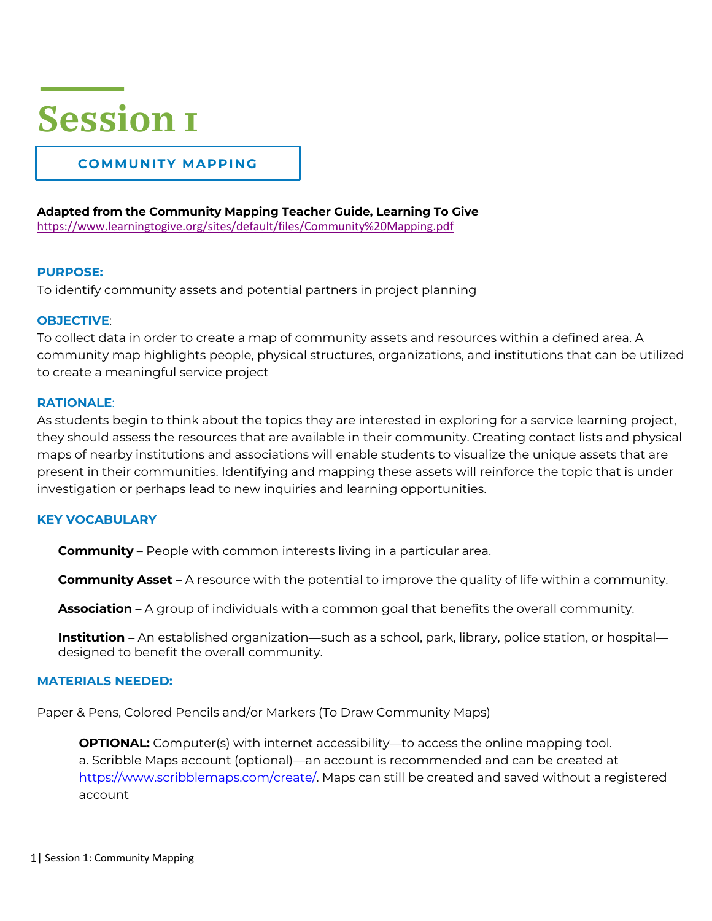# Session 1

## COMMUNITY MAPPING

**Adapted from the Community Mapping Teacher Guide, Learning To Give**
https://www.learningtogive.org/sites/default/files/Community%20Mapping.pdf

**PURPOSE:**
To identify community assets and potential partners in project planning

**OBJECTIVE**:
To collect data in order to create a map of community assets and resources within a defined area. A community map highlights people, physical structures, organizations, and institutions that can be utilized to create a meaningful service project

**RATIONALE**:
As students begin to think about the topics they are interested in exploring for a service learning project, they should assess the resources that are available in their community. Creating contact lists and physical maps of nearby institutions and associations will enable students to visualize the unique assets that are present in their communities. Identifying and mapping these assets will reinforce the topic that is under investigation or perhaps lead to new inquiries and learning opportunities.

**KEY VOCABULARY**

**Community** – People with common interests living in a particular area.

**Community Asset** – A resource with the potential to improve the quality of life within a community.

**Association** – A group of individuals with a common goal that benefits the overall community.

**Institution** – An established organization—such as a school, park, library, police station, or hospital—designed to benefit the overall community.

**MATERIALS NEEDED:**

Paper & Pens, Colored Pencils and/or Markers (To Draw Community Maps)

**OPTIONAL:** Computer(s) with internet accessibility—to access the online mapping tool.
a. Scribble Maps account (optional)—an account is recommended and can be created at https://www.scribblemaps.com/create/. Maps can still be created and saved without a registered account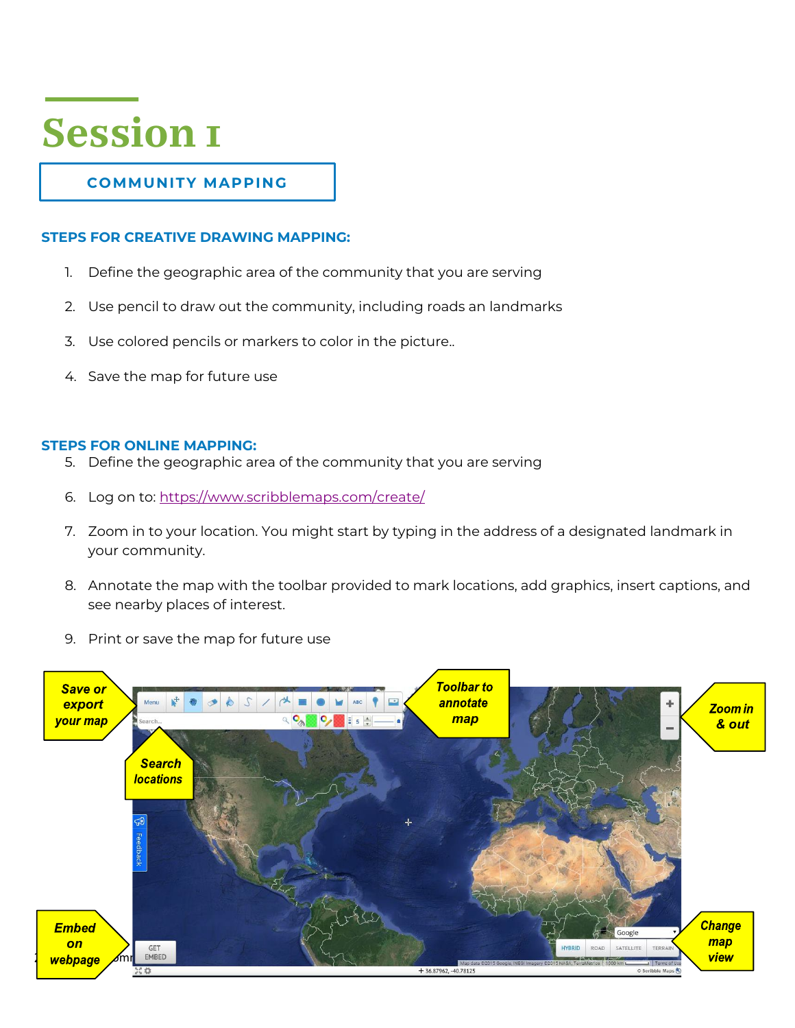# Session 1

## COMMUNITY MAPPING

### STEPS FOR CREATIVE DRAWING MAPPING:

1. Define the geographic area of the community that you are serving
2. Use pencil to draw out the community, including roads an landmarks
3. Use colored pencils or markers to color in the picture..
4. Save the map for future use

### STEPS FOR ONLINE MAPPING:

5. Define the geographic area of the community that you are serving
6. Log on to: https://www.scribblemaps.com/create/
7. Zoom in to your location. You might start by typing in the address of a designated landmark in your community.
8. Annotate the map with the toolbar provided to mark locations, add graphics, insert captions, and see nearby places of interest.
9. Print or save the map for future use

*Save or export your map* | *Toolbar to annotate map* | *Zoom in & out* | *Search locations* | *Embed on webpage* | *Change map view*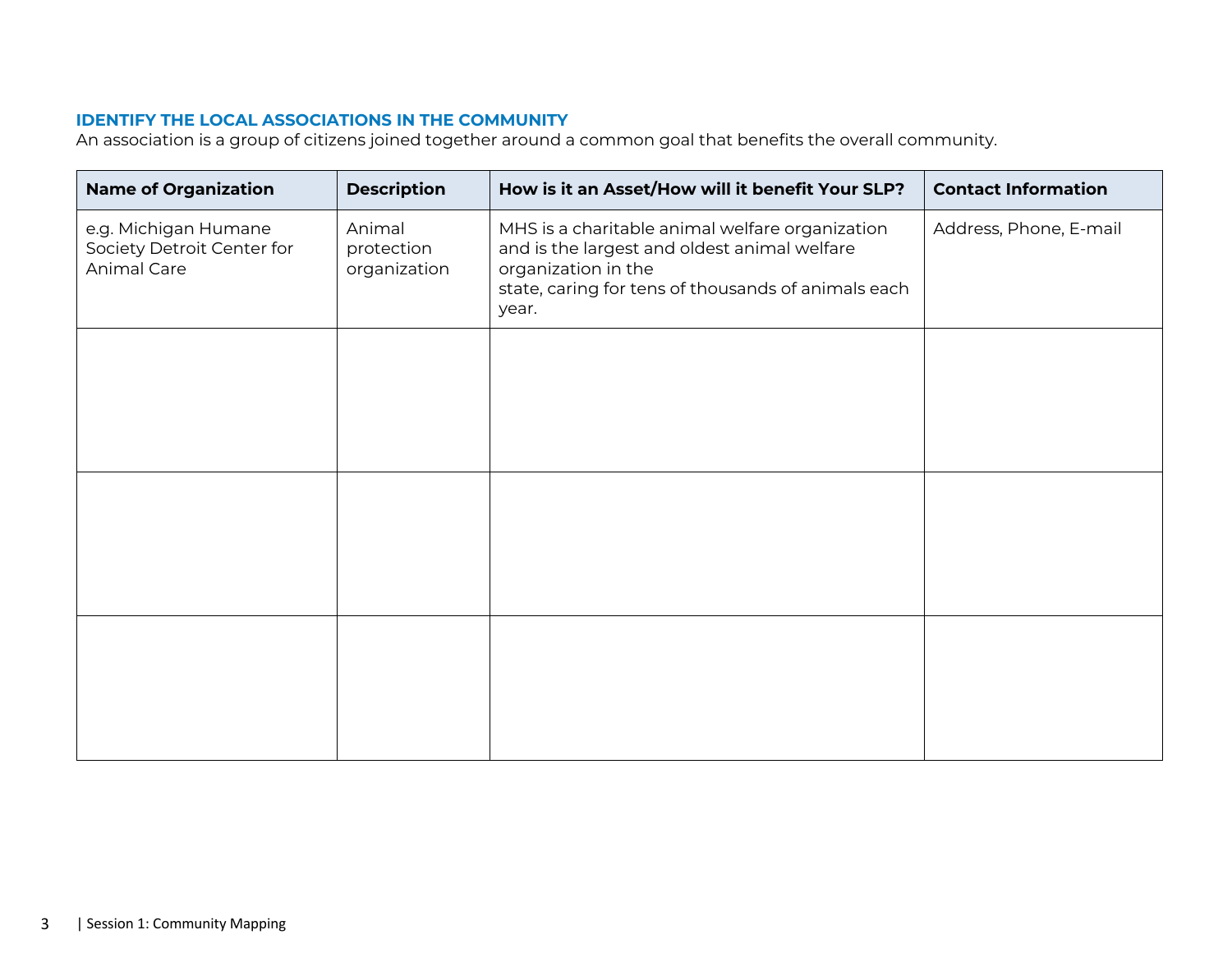## IDENTIFY THE LOCAL ASSOCIATIONS IN THE COMMUNITY

An association is a group of citizens joined together around a common goal that benefits the overall community.

| Name of Organization | Description | How is it an Asset/How will it benefit Your SLP? | Contact Information |
|---|---|---|---|
| e.g. Michigan Humane Society Detroit Center for Animal Care | Animal protection organization | MHS is a charitable animal welfare organization and is the largest and oldest animal welfare organization in the state, caring for tens of thousands of animals each year. | Address, Phone, E-mail |
| | | | |
| | | | |
| | | | |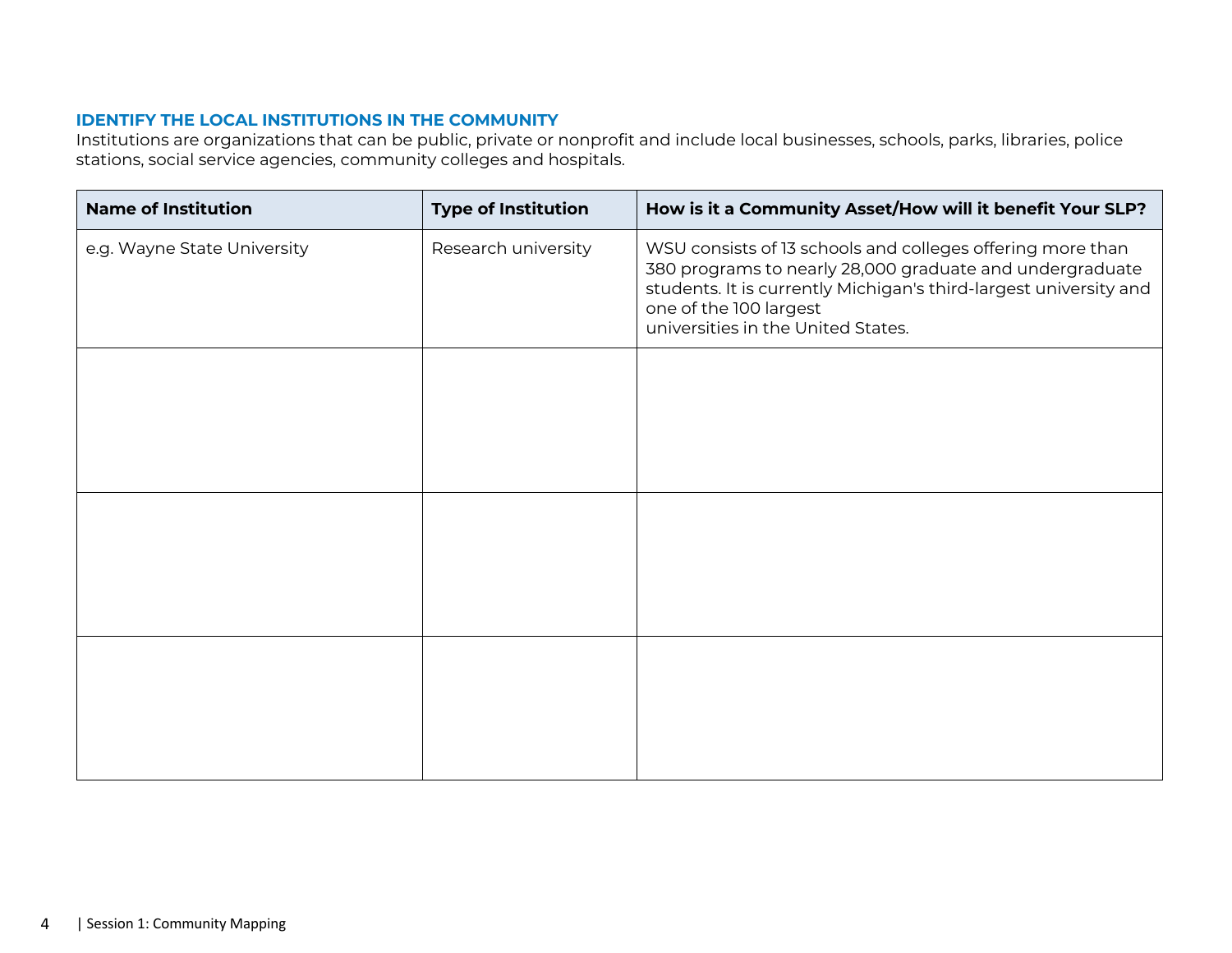## IDENTIFY THE LOCAL INSTITUTIONS IN THE COMMUNITY

Institutions are organizations that can be public, private or nonprofit and include local businesses, schools, parks, libraries, police stations, social service agencies, community colleges and hospitals.

| Name of Institution | Type of Institution | How is it a Community Asset/How will it benefit Your SLP? |
|---|---|---|
| e.g. Wayne State University | Research university | WSU consists of 13 schools and colleges offering more than 380 programs to nearly 28,000 graduate and undergraduate students. It is currently Michigan's third-largest university and one of the 100 largest universities in the United States. |
| | | |
| | | |
| | | |